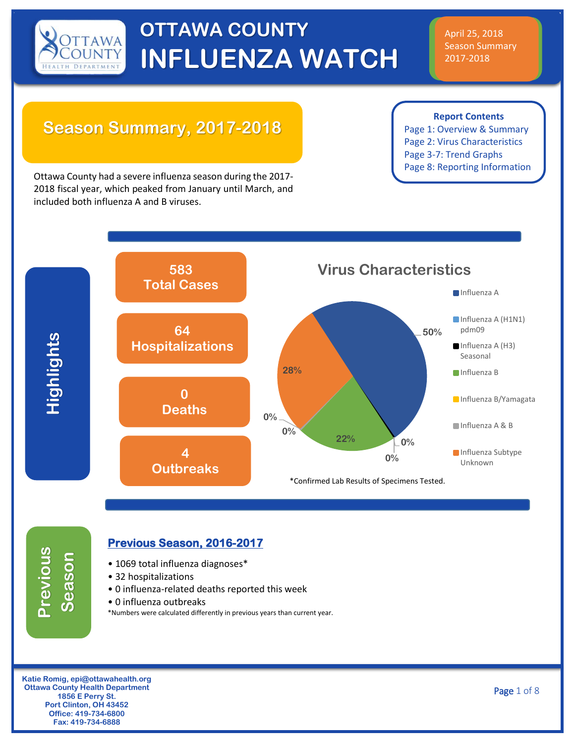# OTTAWA COUNTY INFLUENZA WATCH

April 25, 2018
Season Summary
2017-2018

## Season Summary, 2017-2018

**Report Contents**
- Page 1: Overview & Summary
- Page 2: Virus Characteristics
- Page 3-7: Trend Graphs
- Page 8: Reporting Information

Ottawa County had a severe influenza season during the 2017-2018 fiscal year, which peaked from January until March, and included both influenza A and B viruses.

## Highlights

**583**
**Total Cases**

**64**
**Hospitalizations**

**0**
**Deaths**

**4**
**Outbreaks**

### Virus Characteristics

| Virus | Percent |
|---|---|
| Influenza A | 50% |
| Influenza A (H1N1) pdm09 | 0% |
| Influenza A (H3) Seasonal | 0% |
| Influenza B | 22% |
| Influenza B/Yamagata | 0% |
| Influenza A & B | 0% |
| Influenza Subtype Unknown | 28% |

*Confirmed Lab Results of Specimens Tested.

## Previous Season

### Previous Season, 2016-2017

- 1069 total influenza diagnoses*
- 32 hospitalizations
- 0 influenza-related deaths reported this week
- 0 influenza outbreaks

*Numbers were calculated differently in previous years than current year.

Katie Romig, epi@ottawahealth.org
Ottawa County Health Department
1856 E Perry St.
Port Clinton, OH 43452
Office: 419-734-6800
Fax: 419-734-6888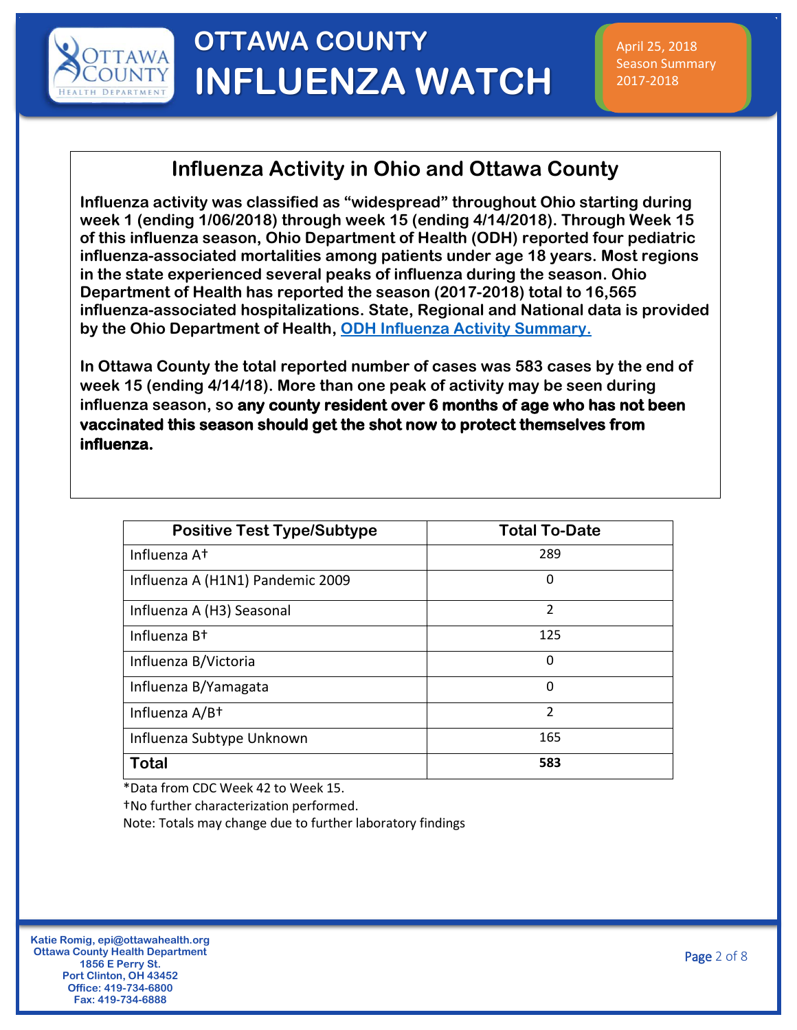# OTTAWA COUNTY INFLUENZA WATCH

April 25, 2018
Season Summary
2017-2018

## Influenza Activity in Ohio and Ottawa County

**Influenza activity was classified as "widespread" throughout Ohio starting during week 1 (ending 1/06/2018) through week 15 (ending 4/14/2018). Through Week 15 of this influenza season, Ohio Department of Health (ODH) reported four pediatric influenza-associated mortalities among patients under age 18 years. Most regions in the state experienced several peaks of influenza during the season. Ohio Department of Health has reported the season (2017-2018) total to 16,565 influenza-associated hospitalizations. State, Regional and National data is provided by the Ohio Department of Health, [ODH Influenza Activity Summary.]()**

**In Ottawa County the total reported number of cases was 583 cases by the end of week 15 (ending 4/14/18). More than one peak of activity may be seen during influenza season, so any county resident over 6 months of age who has not been vaccinated this season should get the shot now to protect themselves from influenza.**

| Positive Test Type/Subtype | Total To-Date |
|---|---|
| Influenza A† | 289 |
| Influenza A (H1N1) Pandemic 2009 | 0 |
| Influenza A (H3) Seasonal | 2 |
| Influenza B† | 125 |
| Influenza B/Victoria | 0 |
| Influenza B/Yamagata | 0 |
| Influenza A/B† | 2 |
| Influenza Subtype Unknown | 165 |
| **Total** | **583** |

*Data from CDC Week 42 to Week 15.
†No further characterization performed.
Note: Totals may change due to further laboratory findings

Katie Romig, epi@ottawahealth.org
Ottawa County Health Department
1856 E Perry St.
Port Clinton, OH 43452
Office: 419-734-6800
Fax: 419-734-6888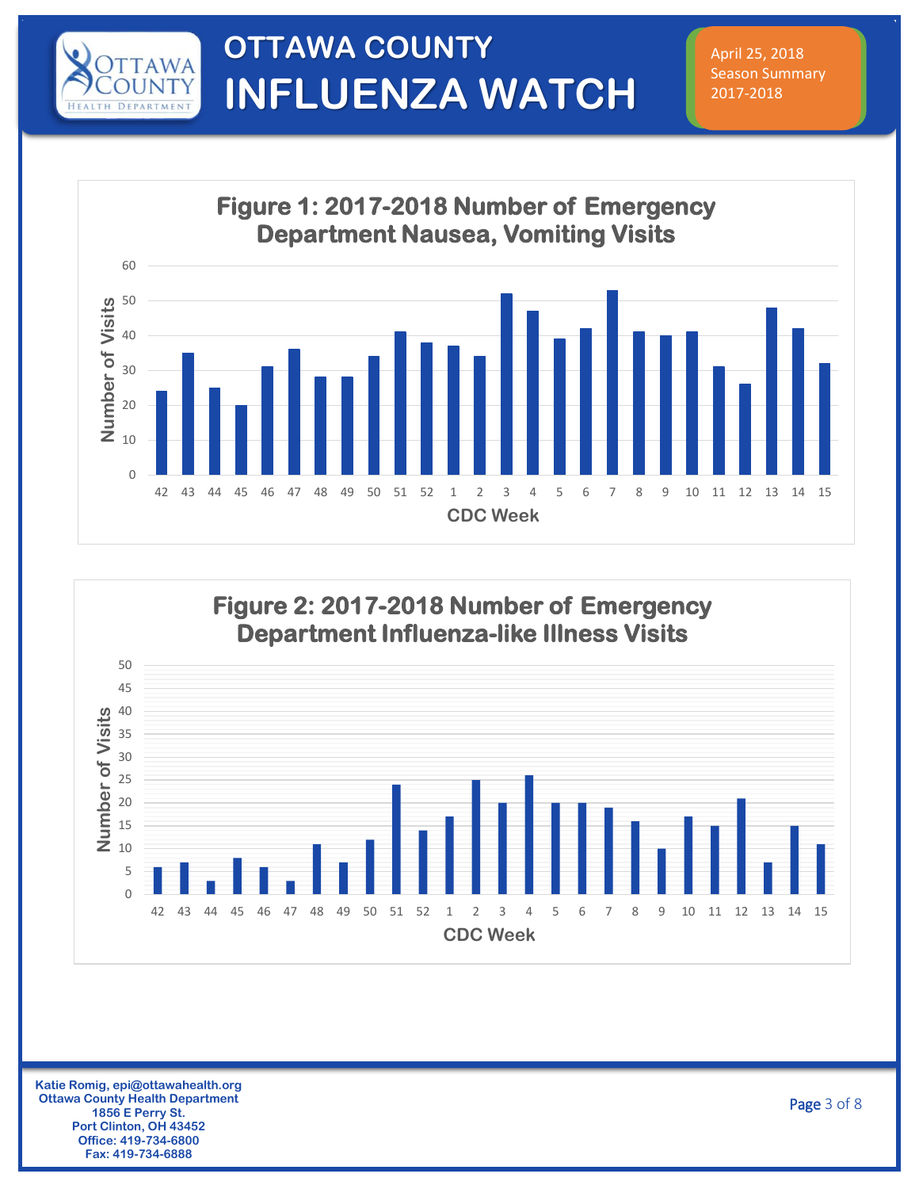# OTTAWA COUNTY INFLUENZA WATCH

April 25, 2018
Season Summary
2017-2018

**Figure 1: 2017-2018 Number of Emergency Department Nausea, Vomiting Visits**

| CDC Week | Number of Visits |
|---|---|
| 42 | 24 |
| 43 | 35 |
| 44 | 25 |
| 45 | 20 |
| 46 | 31 |
| 47 | 36 |
| 48 | 28 |
| 49 | 28 |
| 50 | 34 |
| 51 | 41 |
| 52 | 38 |
| 1 | 37 |
| 2 | 34 |
| 3 | 52 |
| 4 | 47 |
| 5 | 39 |
| 6 | 42 |
| 7 | 53 |
| 8 | 41 |
| 9 | 40 |
| 10 | 41 |
| 11 | 31 |
| 12 | 26 |
| 13 | 48 |
| 14 | 42 |
| 15 | 32 |

**Figure 2: 2017-2018 Number of Emergency Department Influenza-like Illness Visits**

| CDC Week | Number of Visits |
|---|---|
| 42 | 6 |
| 43 | 7 |
| 44 | 3 |
| 45 | 8 |
| 46 | 6 |
| 47 | 3 |
| 48 | 11 |
| 49 | 7 |
| 50 | 12 |
| 51 | 24 |
| 52 | 14 |
| 1 | 17 |
| 2 | 25 |
| 3 | 20 |
| 4 | 26 |
| 5 | 20 |
| 6 | 20 |
| 7 | 19 |
| 8 | 16 |
| 9 | 10 |
| 10 | 17 |
| 11 | 15 |
| 12 | 21 |
| 13 | 7 |
| 14 | 15 |
| 15 | 11 |

**Katie Romig, epi@ottawahealth.org**
**Ottawa County Health Department**
**1856 E Perry St.**
**Port Clinton, OH 43452**
**Office: 419-734-6800**
**Fax: 419-734-6888**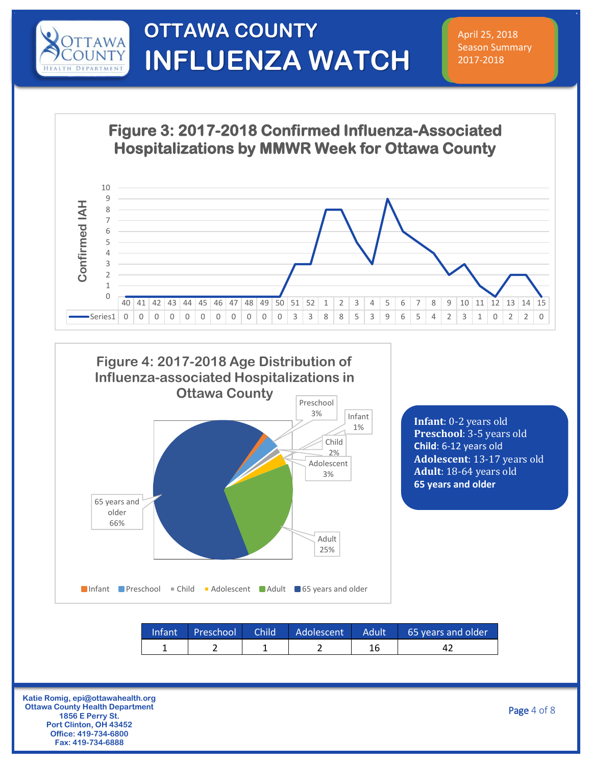# OTTAWA COUNTY INFLUENZA WATCH

April 25, 2018
Season Summary
2017-2018

## Figure 3: 2017-2018 Confirmed Influenza-Associated Hospitalizations by MMWR Week for Ottawa County

| MMWR Week | 40 | 41 | 42 | 43 | 44 | 45 | 46 | 47 | 48 | 49 | 50 | 51 | 52 | 1 | 2 | 3 | 4 | 5 | 6 | 7 | 8 | 9 | 10 | 11 | 12 | 13 | 14 | 15 |
|---|---|---|---|---|---|---|---|---|---|---|---|---|---|---|---|---|---|---|---|---|---|---|---|---|---|---|---|---|
| Series1 | 0 | 0 | 0 | 0 | 0 | 0 | 0 | 0 | 0 | 0 | 0 | 3 | 3 | 8 | 8 | 5 | 3 | 9 | 6 | 5 | 4 | 2 | 3 | 1 | 0 | 2 | 2 | 0 |

## Figure 4: 2017-2018 Age Distribution of Influenza-associated Hospitalizations in Ottawa County

- Infant 1%
- Preschool 3%
- Child 2%
- Adolescent 3%
- Adult 25%
- 65 years and older 66%

**Infant**: 0-2 years old
**Preschool**: 3-5 years old
**Child**: 6-12 years old
**Adolescent**: 13-17 years old
**Adult**: 18-64 years old
**65 years and older**

| Infant | Preschool | Child | Adolescent | Adult | 65 years and older |
|---|---|---|---|---|---|
| 1 | 2 | 1 | 2 | 16 | 42 |

Katie Romig, epi@ottawahealth.org
Ottawa County Health Department
1856 E Perry St.
Port Clinton, OH 43452
Office: 419-734-6800
Fax: 419-734-6888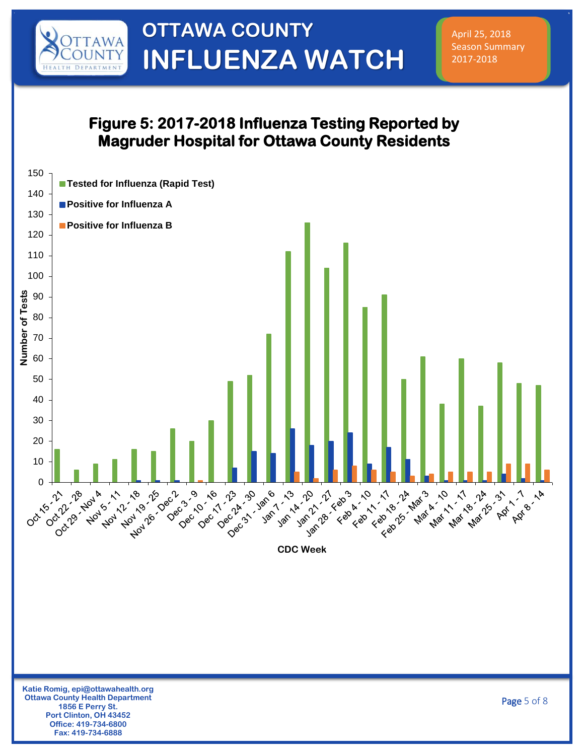# OTTAWA COUNTY INFLUENZA WATCH

April 25, 2018
Season Summary
2017-2018

## Figure 5: 2017-2018 Influenza Testing Reported by Magruder Hospital for Ottawa County Residents

Katie Romig, epi@ottawahealth.org
Ottawa County Health Department
1856 E Perry St.
Port Clinton, OH 43452
Office: 419-734-6800
Fax: 419-734-6888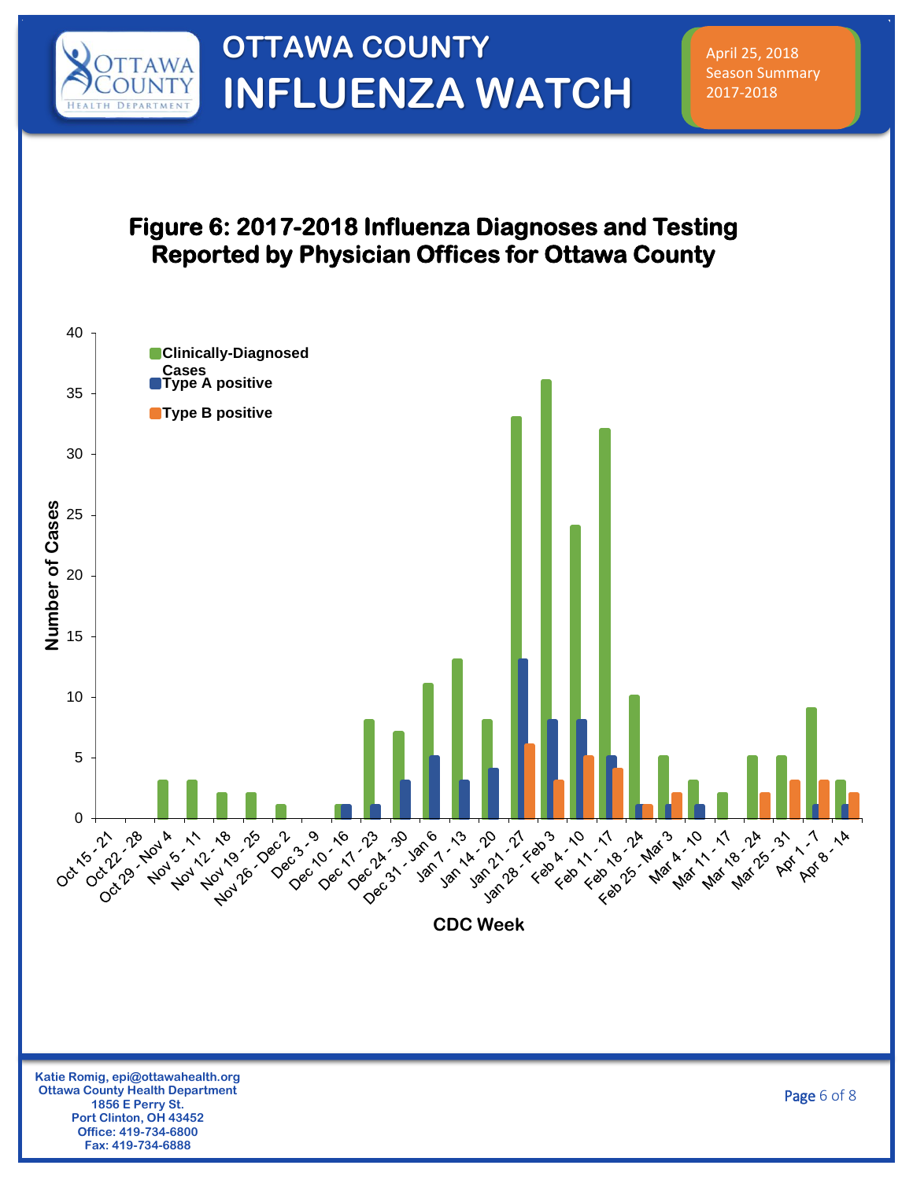# OTTAWA COUNTY INFLUENZA WATCH

April 25, 2018
Season Summary
2017-2018

## Figure 6: 2017-2018 Influenza Diagnoses and Testing Reported by Physician Offices for Ottawa County

Katie Romig, epi@ottawahealth.org
Ottawa County Health Department
1856 E Perry St.
Port Clinton, OH 43452
Office: 419-734-6800
Fax: 419-734-6888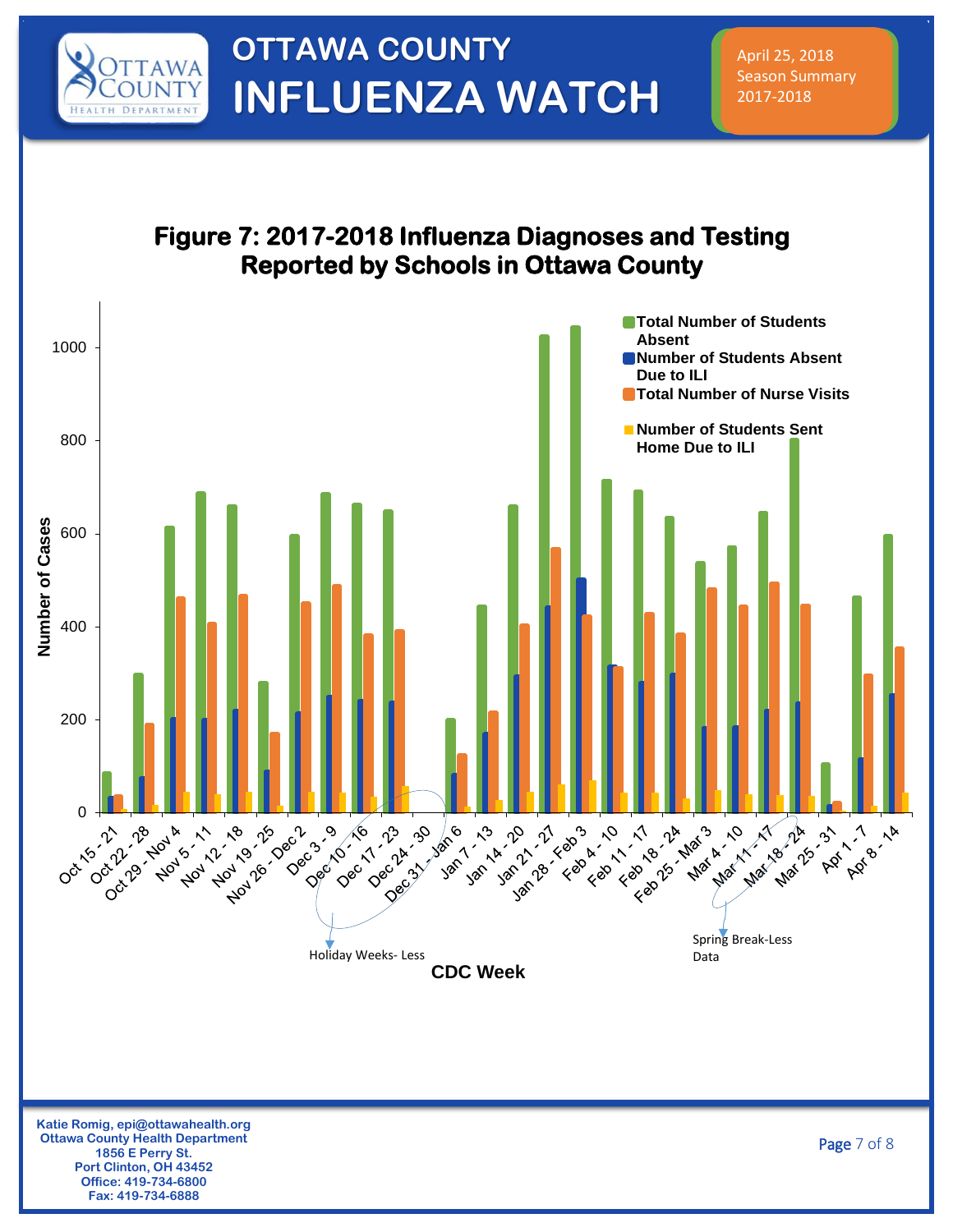# OTTAWA COUNTY INFLUENZA WATCH

April 25, 2018
Season Summary
2017-2018

## Figure 7: 2017-2018 Influenza Diagnoses and Testing Reported by Schools in Ottawa County

Legend:
- Total Number of Students Absent
- Number of Students Absent Due to ILI
- Total Number of Nurse Visits
- Number of Students Sent Home Due to ILI

Y-axis: Number of Cases (0, 200, 400, 600, 800, 1000)

X-axis: CDC Week (Oct 15 - 21, Oct 22 - 28, Oct 29 - Nov 4, Nov 5 - 11, Nov 12 - 18, Nov 19 - 25, Nov 26 - Dec 2, Dec 3 - 9, Dec 10 - 16, Dec 17 - 23, Dec 24 - 30, Dec 31 - Jan 6, Jan 7 - 13, Jan 14 - 20, Jan 21 - 27, Jan 28 - Feb 3, Feb 4 - 10, Feb 11 - 17, Feb 18 - 24, Feb 25 - Mar 3, Mar 4 - 10, Mar 11 - 17, Mar 18 - 24, Mar 25 - 31, Apr 1 - 7, Apr 8 - 14)

Holiday Weeks- Less

Spring Break-Less Data

Katie Romig, epi@ottawahealth.org
Ottawa County Health Department
1856 E Perry St.
Port Clinton, OH 43452
Office: 419-734-6800
Fax: 419-734-6888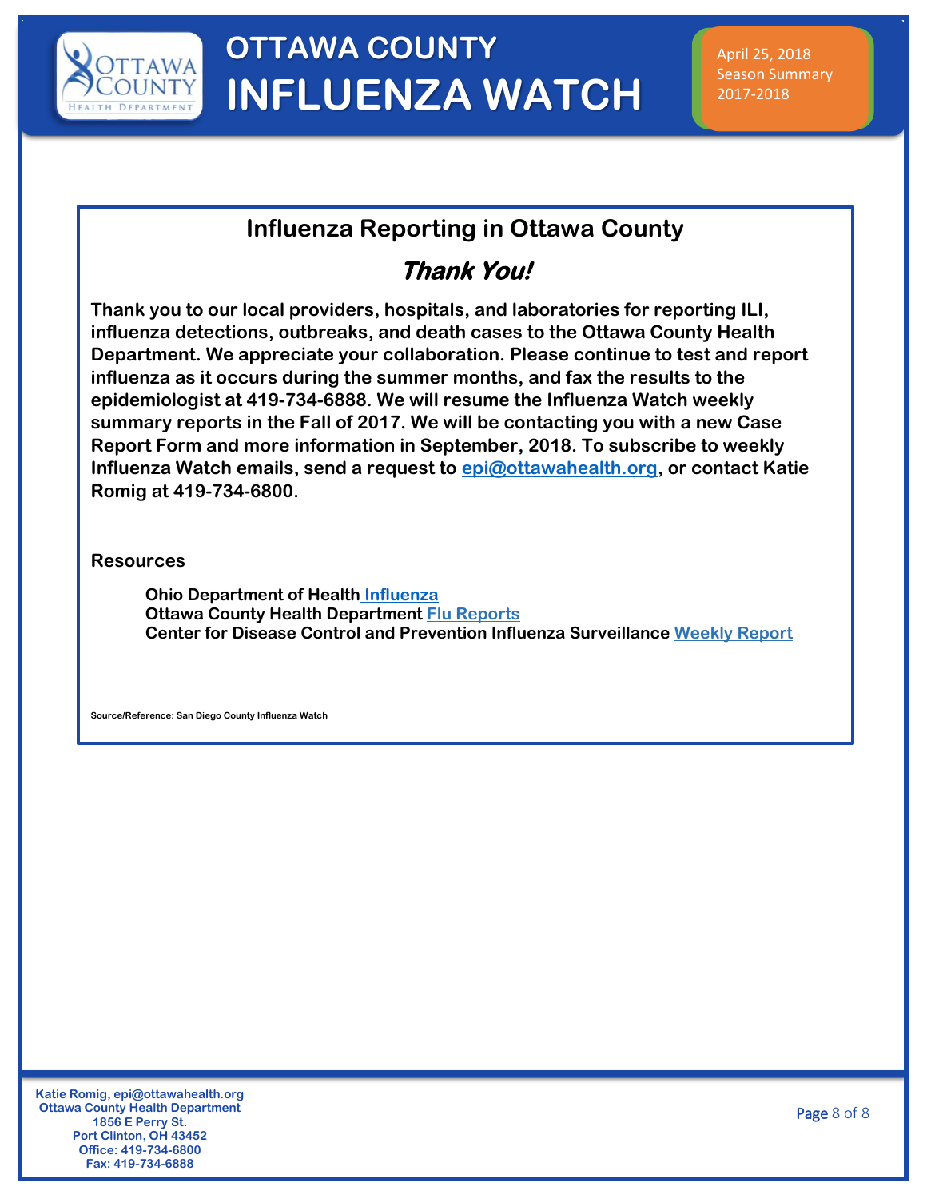# Influenza Reporting in Ottawa County

## *Thank You!*

**Thank you to our local providers, hospitals, and laboratories for reporting ILI, influenza detections, outbreaks, and death cases to the Ottawa County Health Department. We appreciate your collaboration. Please continue to test and report influenza as it occurs during the summer months, and fax the results to the epidemiologist at 419-734-6888. We will resume the Influenza Watch weekly summary reports in the Fall of 2017. We will be contacting you with a new Case Report Form and more information in September, 2018. To subscribe to weekly Influenza Watch emails, send a request to epi@ottawahealth.org, or contact Katie Romig at 419-734-6800.**

**Resources**

**Ohio Department of Health** Influenza
**Ottawa County Health Department** Flu Reports
**Center for Disease Control and Prevention Influenza Surveillance** Weekly Report

**Source/Reference: San Diego County Influenza Watch**

**Katie Romig, epi@ottawahealth.org**
**Ottawa County Health Department**
**1856 E Perry St.**
**Port Clinton, OH 43452**
**Office: 419-734-6800**
**Fax: 419-734-6888**